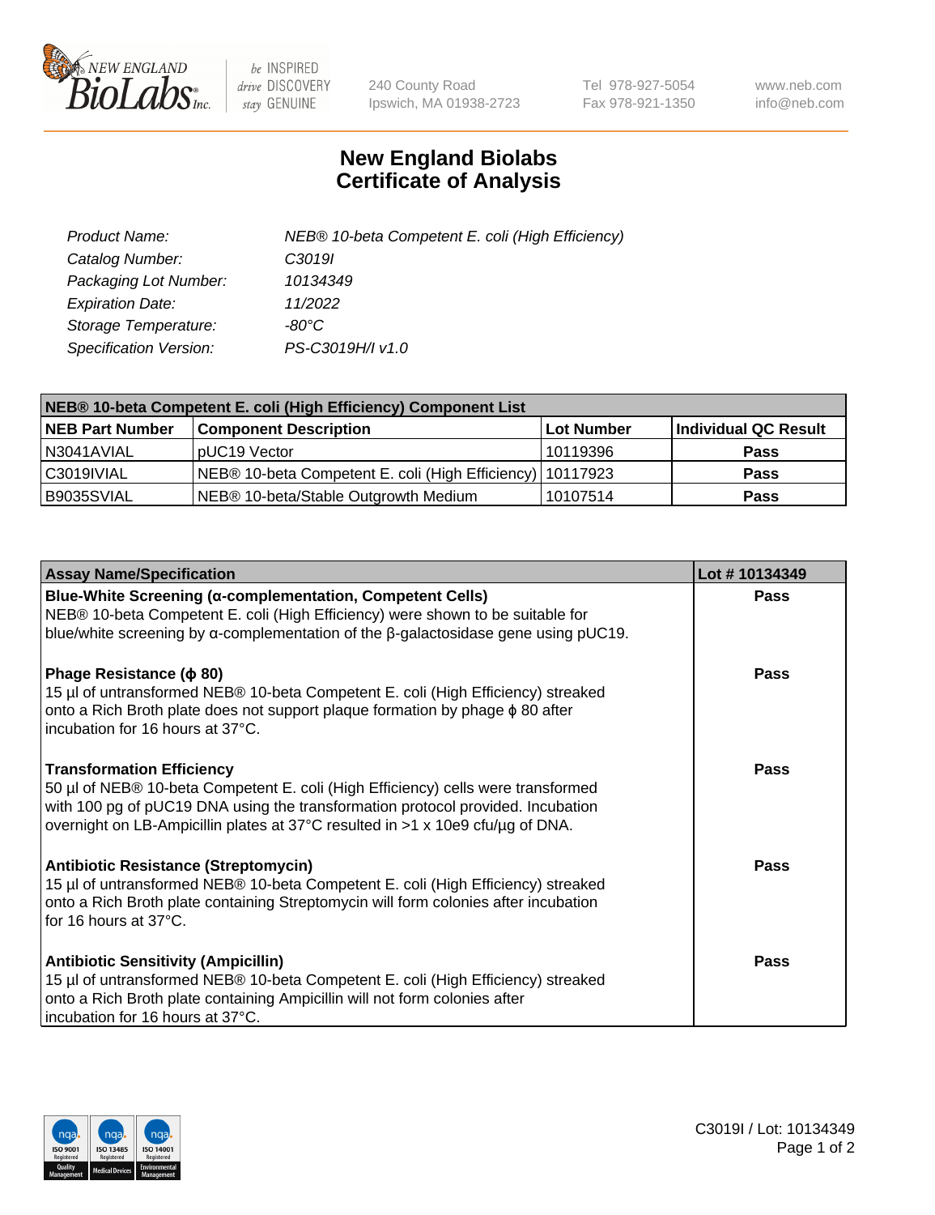# New England Biolabs Certificate of Analysis

| | |
|---|---|
| *Product Name:* | *NEB® 10-beta Competent E. coli (High Efficiency)* |
| *Catalog Number:* | *C3019I* |
| *Packaging Lot Number:* | *10134349* |
| *Expiration Date:* | *11/2022* |
| *Storage Temperature:* | *-80°C* |
| *Specification Version:* | *PS-C3019H/I v1.0* |

| NEB® 10-beta Competent E. coli (High Efficiency) Component List | | | |
|---|---|---|---|
| **NEB Part Number** | **Component Description** | **Lot Number** | **Individual QC Result** |
| N3041AVIAL | pUC19 Vector | 10119396 | **Pass** |
| C3019IVIAL | NEB® 10-beta Competent E. coli (High Efficiency) | 10117923 | **Pass** |
| B9035SVIAL | NEB® 10-beta/Stable Outgrowth Medium | 10107514 | **Pass** |

| Assay Name/Specification | Lot # 10134349 |
|---|---|
| **Blue-White Screening (α-complementation, Competent Cells)** NEB® 10-beta Competent E. coli (High Efficiency) were shown to be suitable for blue/white screening by α-complementation of the β-galactosidase gene using pUC19. | **Pass** |
| **Phage Resistance (ϕ 80)** 15 µl of untransformed NEB® 10-beta Competent E. coli (High Efficiency) streaked onto a Rich Broth plate does not support plaque formation by phage ϕ 80 after incubation for 16 hours at 37°C. | **Pass** |
| **Transformation Efficiency** 50 µl of NEB® 10-beta Competent E. coli (High Efficiency) cells were transformed with 100 pg of pUC19 DNA using the transformation protocol provided. Incubation overnight on LB-Ampicillin plates at 37°C resulted in >1 x 10e9 cfu/µg of DNA. | **Pass** |
| **Antibiotic Resistance (Streptomycin)** 15 µl of untransformed NEB® 10-beta Competent E. coli (High Efficiency) streaked onto a Rich Broth plate containing Streptomycin will form colonies after incubation for 16 hours at 37°C. | **Pass** |
| **Antibiotic Sensitivity (Ampicillin)** 15 µl of untransformed NEB® 10-beta Competent E. coli (High Efficiency) streaked onto a Rich Broth plate containing Ampicillin will not form colonies after incubation for 16 hours at 37°C. | **Pass** |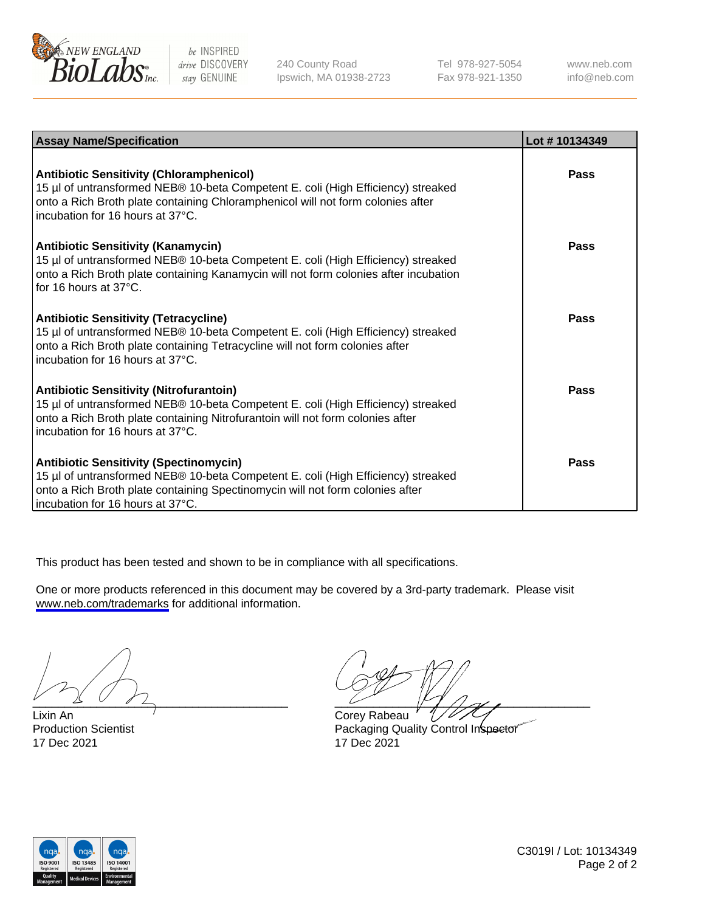| Assay Name/Specification | Lot # 10134349 |
| --- | --- |
| **Antibiotic Sensitivity (Chloramphenicol)**<br>15 µl of untransformed NEB® 10-beta Competent E. coli (High Efficiency) streaked onto a Rich Broth plate containing Chloramphenicol will not form colonies after incubation for 16 hours at 37°C. | **Pass** |
| **Antibiotic Sensitivity (Kanamycin)**<br>15 µl of untransformed NEB® 10-beta Competent E. coli (High Efficiency) streaked onto a Rich Broth plate containing Kanamycin will not form colonies after incubation for 16 hours at 37°C. | **Pass** |
| **Antibiotic Sensitivity (Tetracycline)**<br>15 µl of untransformed NEB® 10-beta Competent E. coli (High Efficiency) streaked onto a Rich Broth plate containing Tetracycline will not form colonies after incubation for 16 hours at 37°C. | **Pass** |
| **Antibiotic Sensitivity (Nitrofurantoin)**<br>15 µl of untransformed NEB® 10-beta Competent E. coli (High Efficiency) streaked onto a Rich Broth plate containing Nitrofurantoin will not form colonies after incubation for 16 hours at 37°C. | **Pass** |
| **Antibiotic Sensitivity (Spectinomycin)**<br>15 µl of untransformed NEB® 10-beta Competent E. coli (High Efficiency) streaked onto a Rich Broth plate containing Spectinomycin will not form colonies after incubation for 16 hours at 37°C. | **Pass** |

This product has been tested and shown to be in compliance with all specifications.

One or more products referenced in this document may be covered by a 3rd-party trademark. Please visit www.neb.com/trademarks for additional information.

Lixin An
Production Scientist
17 Dec 2021

Corey Rabeau
Packaging Quality Control Inspector
17 Dec 2021

C3019I / Lot: 10134349